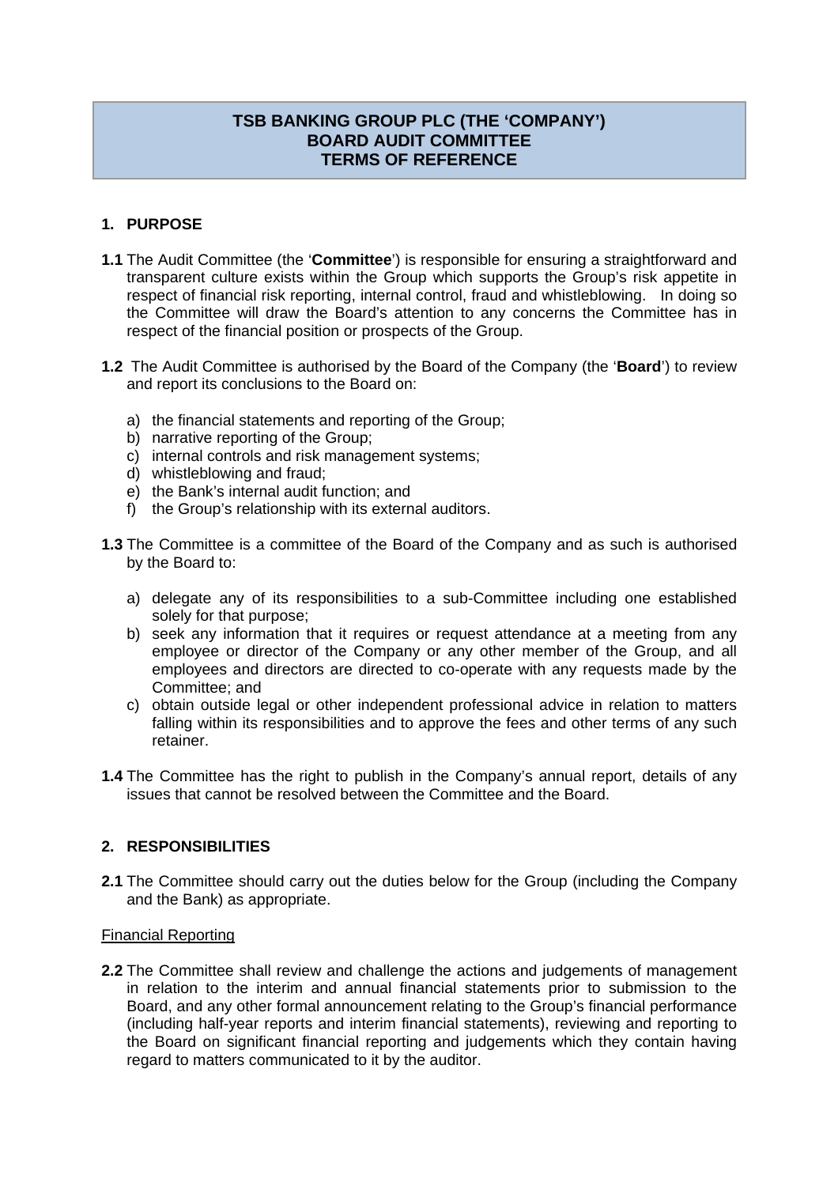# TSB BANKING GROUP PLC (THE 'COMPANY')
# BOARD AUDIT COMMITTEE
# TERMS OF REFERENCE

## 1. PURPOSE

**1.1** The Audit Committee (the '**Committee**') is responsible for ensuring a straightforward and transparent culture exists within the Group which supports the Group's risk appetite in respect of financial risk reporting, internal control, fraud and whistleblowing. In doing so the Committee will draw the Board's attention to any concerns the Committee has in respect of the financial position or prospects of the Group.

**1.2** The Audit Committee is authorised by the Board of the Company (the '**Board**') to review and report its conclusions to the Board on:

a) the financial statements and reporting of the Group;
b) narrative reporting of the Group;
c) internal controls and risk management systems;
d) whistleblowing and fraud;
e) the Bank's internal audit function; and
f) the Group's relationship with its external auditors.

**1.3** The Committee is a committee of the Board of the Company and as such is authorised by the Board to:

a) delegate any of its responsibilities to a sub-Committee including one established solely for that purpose;
b) seek any information that it requires or request attendance at a meeting from any employee or director of the Company or any other member of the Group, and all employees and directors are directed to co-operate with any requests made by the Committee; and
c) obtain outside legal or other independent professional advice in relation to matters falling within its responsibilities and to approve the fees and other terms of any such retainer.

**1.4** The Committee has the right to publish in the Company's annual report, details of any issues that cannot be resolved between the Committee and the Board.

## 2. RESPONSIBILITIES

**2.1** The Committee should carry out the duties below for the Group (including the Company and the Bank) as appropriate.

Financial Reporting

**2.2** The Committee shall review and challenge the actions and judgements of management in relation to the interim and annual financial statements prior to submission to the Board, and any other formal announcement relating to the Group's financial performance (including half-year reports and interim financial statements), reviewing and reporting to the Board on significant financial reporting and judgements which they contain having regard to matters communicated to it by the auditor.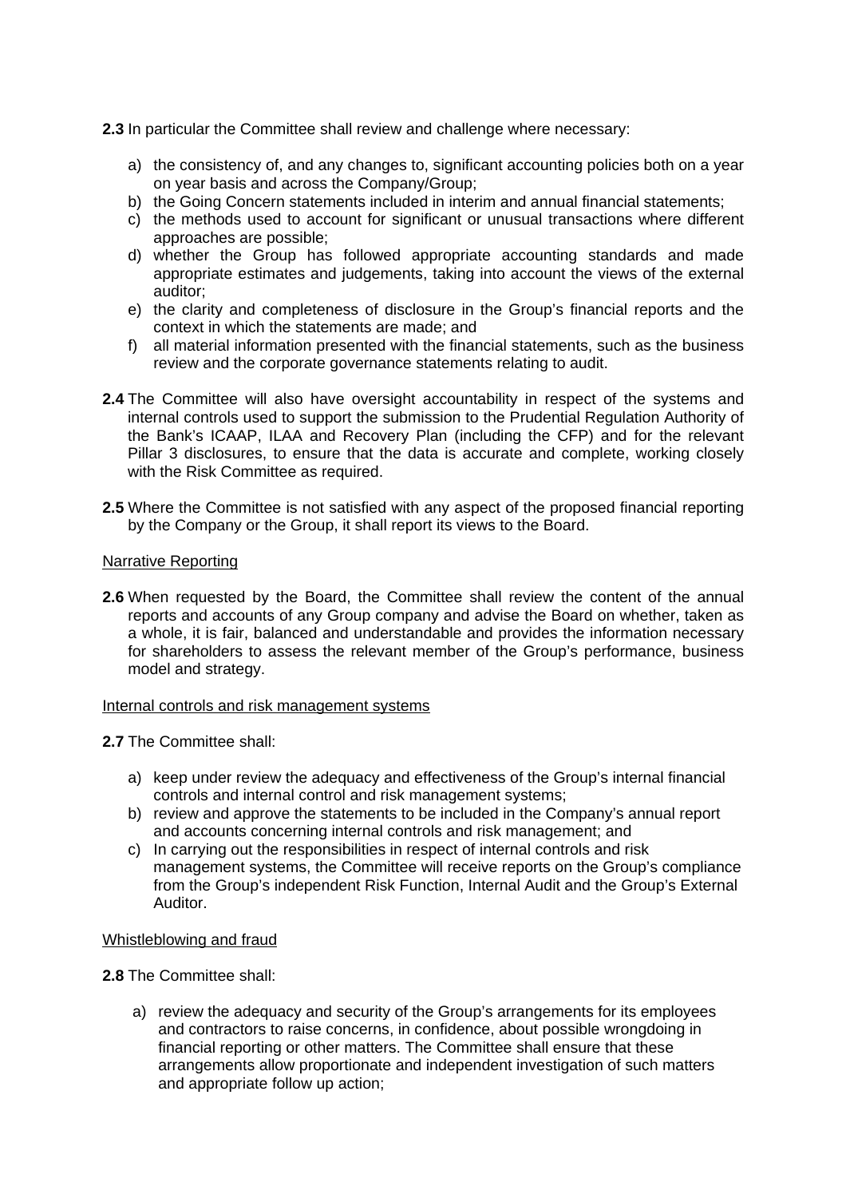**2.3** In particular the Committee shall review and challenge where necessary:

a) the consistency of, and any changes to, significant accounting policies both on a year on year basis and across the Company/Group;
b) the Going Concern statements included in interim and annual financial statements;
c) the methods used to account for significant or unusual transactions where different approaches are possible;
d) whether the Group has followed appropriate accounting standards and made appropriate estimates and judgements, taking into account the views of the external auditor;
e) the clarity and completeness of disclosure in the Group's financial reports and the context in which the statements are made; and
f) all material information presented with the financial statements, such as the business review and the corporate governance statements relating to audit.

**2.4** The Committee will also have oversight accountability in respect of the systems and internal controls used to support the submission to the Prudential Regulation Authority of the Bank's ICAAP, ILAA and Recovery Plan (including the CFP) and for the relevant Pillar 3 disclosures, to ensure that the data is accurate and complete, working closely with the Risk Committee as required.

**2.5** Where the Committee is not satisfied with any aspect of the proposed financial reporting by the Company or the Group, it shall report its views to the Board.

<u>Narrative Reporting</u>

**2.6** When requested by the Board, the Committee shall review the content of the annual reports and accounts of any Group company and advise the Board on whether, taken as a whole, it is fair, balanced and understandable and provides the information necessary for shareholders to assess the relevant member of the Group's performance, business model and strategy.

<u>Internal controls and risk management systems</u>

**2.7** The Committee shall:

a) keep under review the adequacy and effectiveness of the Group's internal financial controls and internal control and risk management systems;
b) review and approve the statements to be included in the Company's annual report and accounts concerning internal controls and risk management; and
c) In carrying out the responsibilities in respect of internal controls and risk management systems, the Committee will receive reports on the Group's compliance from the Group's independent Risk Function, Internal Audit and the Group's External Auditor.

<u>Whistleblowing and fraud</u>

**2.8** The Committee shall:

a) review the adequacy and security of the Group's arrangements for its employees and contractors to raise concerns, in confidence, about possible wrongdoing in financial reporting or other matters. The Committee shall ensure that these arrangements allow proportionate and independent investigation of such matters and appropriate follow up action;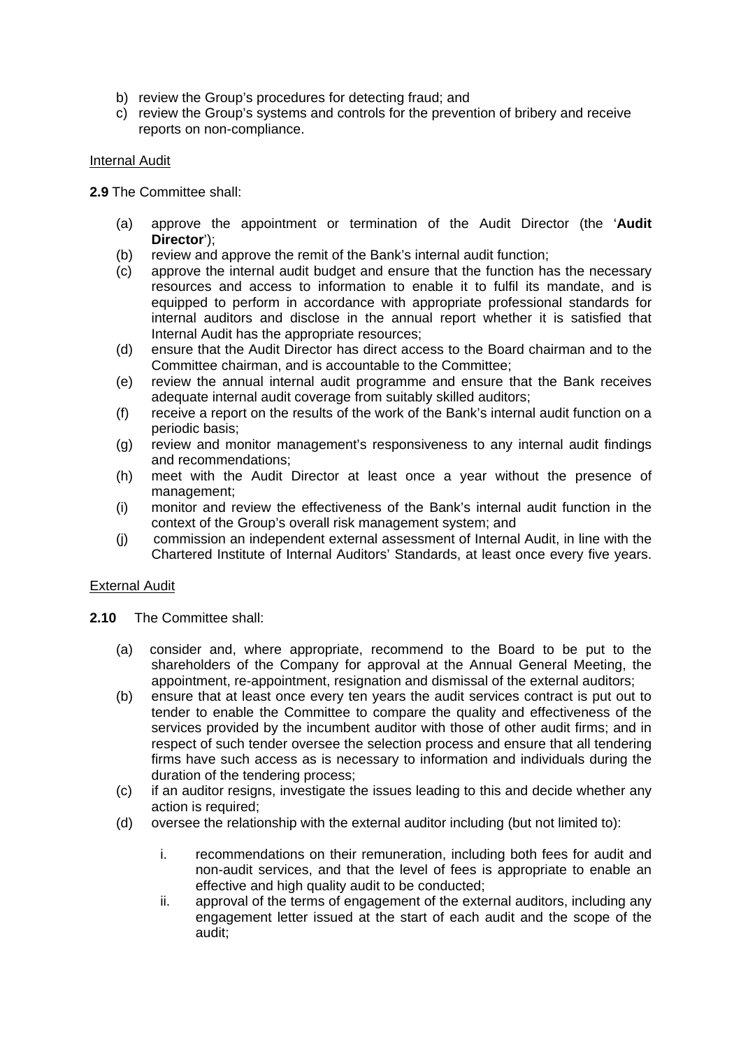b) review the Group's procedures for detecting fraud; and
c) review the Group's systems and controls for the prevention of bribery and receive reports on non-compliance.

<u>Internal Audit</u>

**2.9** The Committee shall:

(a) approve the appointment or termination of the Audit Director (the '**Audit Director**');
(b) review and approve the remit of the Bank's internal audit function;
(c) approve the internal audit budget and ensure that the function has the necessary resources and access to information to enable it to fulfil its mandate, and is equipped to perform in accordance with appropriate professional standards for internal auditors and disclose in the annual report whether it is satisfied that Internal Audit has the appropriate resources;
(d) ensure that the Audit Director has direct access to the Board chairman and to the Committee chairman, and is accountable to the Committee;
(e) review the annual internal audit programme and ensure that the Bank receives adequate internal audit coverage from suitably skilled auditors;
(f) receive a report on the results of the work of the Bank's internal audit function on a periodic basis;
(g) review and monitor management's responsiveness to any internal audit findings and recommendations;
(h) meet with the Audit Director at least once a year without the presence of management;
(i) monitor and review the effectiveness of the Bank's internal audit function in the context of the Group's overall risk management system; and
(j) commission an independent external assessment of Internal Audit, in line with the Chartered Institute of Internal Auditors' Standards, at least once every five years.

<u>External Audit</u>

**2.10** The Committee shall:

(a) consider and, where appropriate, recommend to the Board to be put to the shareholders of the Company for approval at the Annual General Meeting, the appointment, re-appointment, resignation and dismissal of the external auditors;
(b) ensure that at least once every ten years the audit services contract is put out to tender to enable the Committee to compare the quality and effectiveness of the services provided by the incumbent auditor with those of other audit firms; and in respect of such tender oversee the selection process and ensure that all tendering firms have such access as is necessary to information and individuals during the duration of the tendering process;
(c) if an auditor resigns, investigate the issues leading to this and decide whether any action is required;
(d) oversee the relationship with the external auditor including (but not limited to):

    i. recommendations on their remuneration, including both fees for audit and non-audit services, and that the level of fees is appropriate to enable an effective and high quality audit to be conducted;
    ii. approval of the terms of engagement of the external auditors, including any engagement letter issued at the start of each audit and the scope of the audit;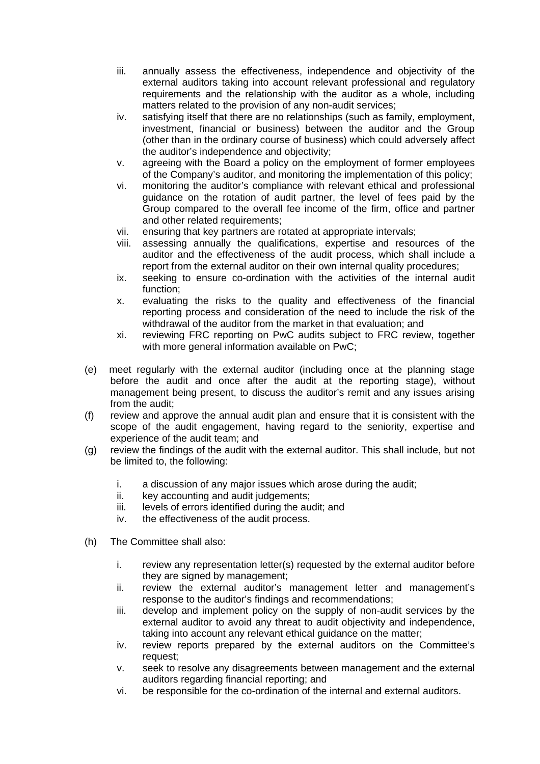iii. annually assess the effectiveness, independence and objectivity of the external auditors taking into account relevant professional and regulatory requirements and the relationship with the auditor as a whole, including matters related to the provision of any non-audit services;
iv. satisfying itself that there are no relationships (such as family, employment, investment, financial or business) between the auditor and the Group (other than in the ordinary course of business) which could adversely affect the auditor's independence and objectivity;
v. agreeing with the Board a policy on the employment of former employees of the Company's auditor, and monitoring the implementation of this policy;
vi. monitoring the auditor's compliance with relevant ethical and professional guidance on the rotation of audit partner, the level of fees paid by the Group compared to the overall fee income of the firm, office and partner and other related requirements;
vii. ensuring that key partners are rotated at appropriate intervals;
viii. assessing annually the qualifications, expertise and resources of the auditor and the effectiveness of the audit process, which shall include a report from the external auditor on their own internal quality procedures;
ix. seeking to ensure co-ordination with the activities of the internal audit function;
x. evaluating the risks to the quality and effectiveness of the financial reporting process and consideration of the need to include the risk of the withdrawal of the auditor from the market in that evaluation; and
xi. reviewing FRC reporting on PwC audits subject to FRC review, together with more general information available on PwC;

(e) meet regularly with the external auditor (including once at the planning stage before the audit and once after the audit at the reporting stage), without management being present, to discuss the auditor's remit and any issues arising from the audit;

(f) review and approve the annual audit plan and ensure that it is consistent with the scope of the audit engagement, having regard to the seniority, expertise and experience of the audit team; and

(g) review the findings of the audit with the external auditor. This shall include, but not be limited to, the following:

  i. a discussion of any major issues which arose during the audit;
  ii. key accounting and audit judgements;
  iii. levels of errors identified during the audit; and
  iv. the effectiveness of the audit process.

(h) The Committee shall also:

  i. review any representation letter(s) requested by the external auditor before they are signed by management;
  ii. review the external auditor's management letter and management's response to the auditor's findings and recommendations;
  iii. develop and implement policy on the supply of non-audit services by the external auditor to avoid any threat to audit objectivity and independence, taking into account any relevant ethical guidance on the matter;
  iv. review reports prepared by the external auditors on the Committee's request;
  v. seek to resolve any disagreements between management and the external auditors regarding financial reporting; and
  vi. be responsible for the co-ordination of the internal and external auditors.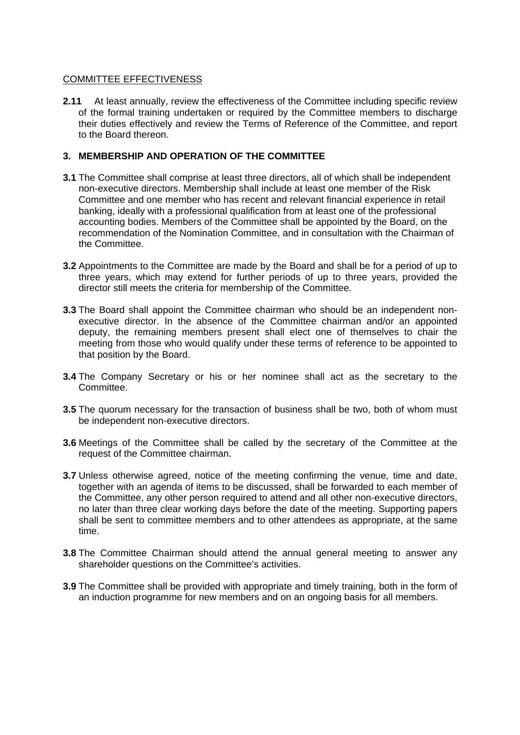COMMITTEE EFFECTIVENESS

**2.11** At least annually, review the effectiveness of the Committee including specific review of the formal training undertaken or required by the Committee members to discharge their duties effectively and review the Terms of Reference of the Committee, and report to the Board thereon.

## 3. MEMBERSHIP AND OPERATION OF THE COMMITTEE

**3.1** The Committee shall comprise at least three directors, all of which shall be independent non-executive directors. Membership shall include at least one member of the Risk Committee and one member who has recent and relevant financial experience in retail banking, ideally with a professional qualification from at least one of the professional accounting bodies. Members of the Committee shall be appointed by the Board, on the recommendation of the Nomination Committee, and in consultation with the Chairman of the Committee.

**3.2** Appointments to the Committee are made by the Board and shall be for a period of up to three years, which may extend for further periods of up to three years, provided the director still meets the criteria for membership of the Committee.

**3.3** The Board shall appoint the Committee chairman who should be an independent non-executive director. In the absence of the Committee chairman and/or an appointed deputy, the remaining members present shall elect one of themselves to chair the meeting from those who would qualify under these terms of reference to be appointed to that position by the Board.

**3.4** The Company Secretary or his or her nominee shall act as the secretary to the Committee.

**3.5** The quorum necessary for the transaction of business shall be two, both of whom must be independent non-executive directors.

**3.6** Meetings of the Committee shall be called by the secretary of the Committee at the request of the Committee chairman.

**3.7** Unless otherwise agreed, notice of the meeting confirming the venue, time and date, together with an agenda of items to be discussed, shall be forwarded to each member of the Committee, any other person required to attend and all other non-executive directors, no later than three clear working days before the date of the meeting. Supporting papers shall be sent to committee members and to other attendees as appropriate, at the same time.

**3.8** The Committee Chairman should attend the annual general meeting to answer any shareholder questions on the Committee's activities.

**3.9** The Committee shall be provided with appropriate and timely training, both in the form of an induction programme for new members and on an ongoing basis for all members.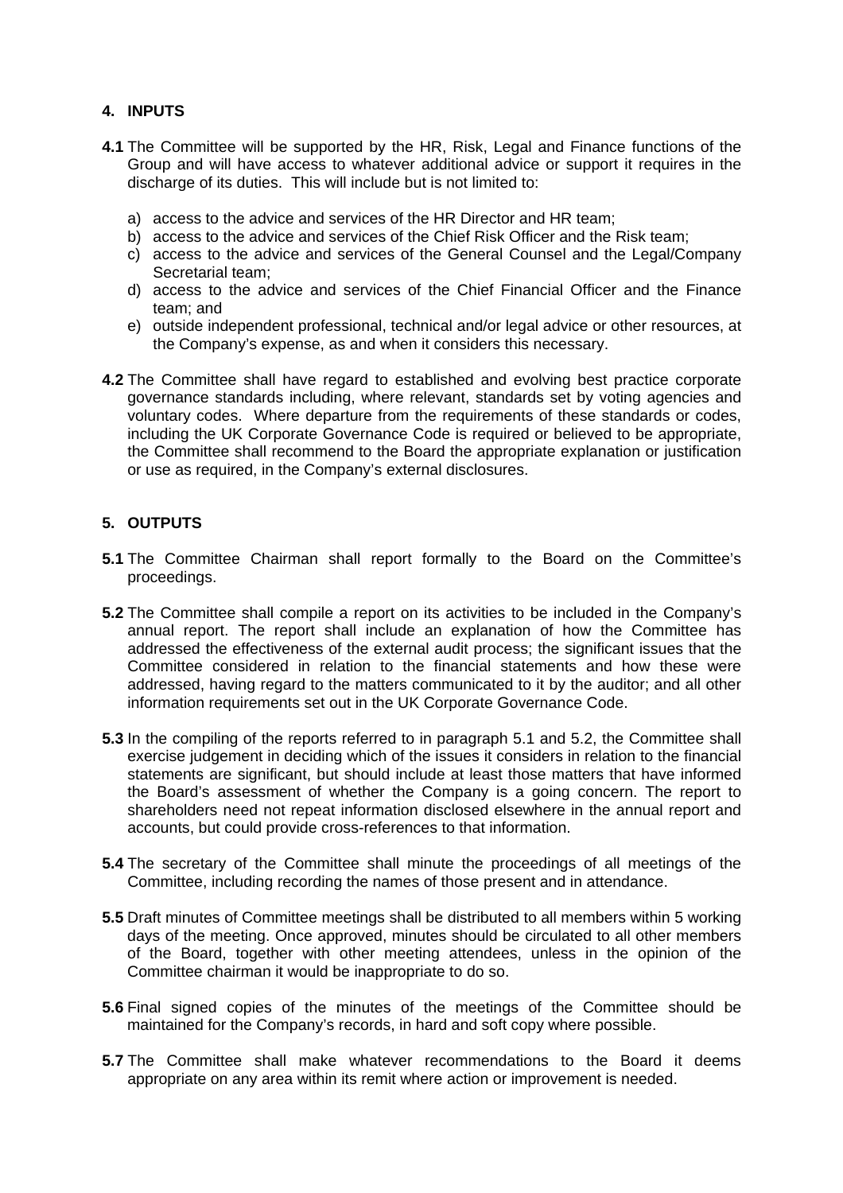## 4. INPUTS

**4.1** The Committee will be supported by the HR, Risk, Legal and Finance functions of the Group and will have access to whatever additional advice or support it requires in the discharge of its duties. This will include but is not limited to:

a) access to the advice and services of the HR Director and HR team;
b) access to the advice and services of the Chief Risk Officer and the Risk team;
c) access to the advice and services of the General Counsel and the Legal/Company Secretarial team;
d) access to the advice and services of the Chief Financial Officer and the Finance team; and
e) outside independent professional, technical and/or legal advice or other resources, at the Company's expense, as and when it considers this necessary.

**4.2** The Committee shall have regard to established and evolving best practice corporate governance standards including, where relevant, standards set by voting agencies and voluntary codes. Where departure from the requirements of these standards or codes, including the UK Corporate Governance Code is required or believed to be appropriate, the Committee shall recommend to the Board the appropriate explanation or justification or use as required, in the Company's external disclosures.

## 5. OUTPUTS

**5.1** The Committee Chairman shall report formally to the Board on the Committee's proceedings.

**5.2** The Committee shall compile a report on its activities to be included in the Company's annual report. The report shall include an explanation of how the Committee has addressed the effectiveness of the external audit process; the significant issues that the Committee considered in relation to the financial statements and how these were addressed, having regard to the matters communicated to it by the auditor; and all other information requirements set out in the UK Corporate Governance Code.

**5.3** In the compiling of the reports referred to in paragraph 5.1 and 5.2, the Committee shall exercise judgement in deciding which of the issues it considers in relation to the financial statements are significant, but should include at least those matters that have informed the Board's assessment of whether the Company is a going concern. The report to shareholders need not repeat information disclosed elsewhere in the annual report and accounts, but could provide cross-references to that information.

**5.4** The secretary of the Committee shall minute the proceedings of all meetings of the Committee, including recording the names of those present and in attendance.

**5.5** Draft minutes of Committee meetings shall be distributed to all members within 5 working days of the meeting. Once approved, minutes should be circulated to all other members of the Board, together with other meeting attendees, unless in the opinion of the Committee chairman it would be inappropriate to do so.

**5.6** Final signed copies of the minutes of the meetings of the Committee should be maintained for the Company's records, in hard and soft copy where possible.

**5.7** The Committee shall make whatever recommendations to the Board it deems appropriate on any area within its remit where action or improvement is needed.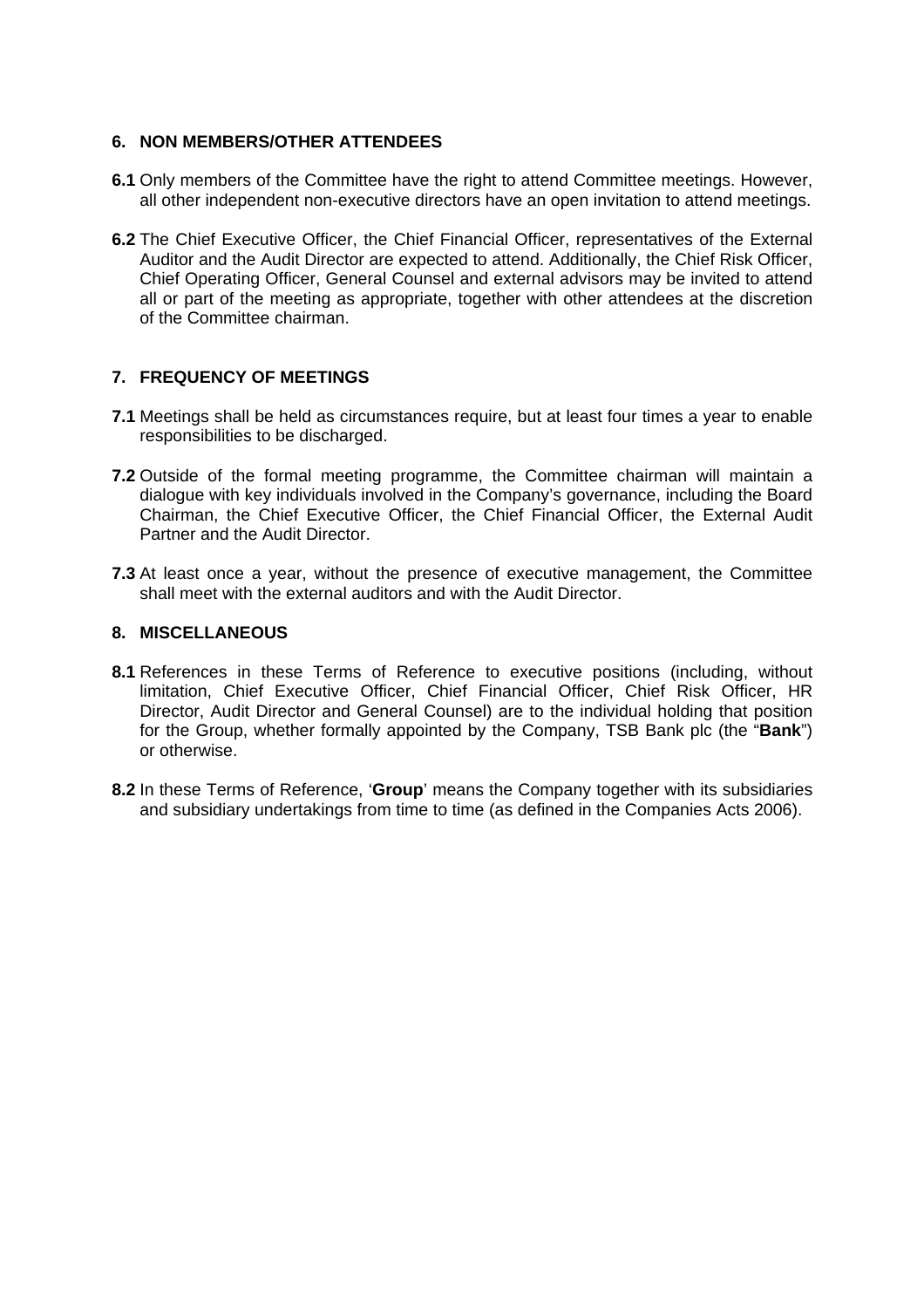## 6. NON MEMBERS/OTHER ATTENDEES

**6.1** Only members of the Committee have the right to attend Committee meetings. However, all other independent non-executive directors have an open invitation to attend meetings.

**6.2** The Chief Executive Officer, the Chief Financial Officer, representatives of the External Auditor and the Audit Director are expected to attend. Additionally, the Chief Risk Officer, Chief Operating Officer, General Counsel and external advisors may be invited to attend all or part of the meeting as appropriate, together with other attendees at the discretion of the Committee chairman.

## 7. FREQUENCY OF MEETINGS

**7.1** Meetings shall be held as circumstances require, but at least four times a year to enable responsibilities to be discharged.

**7.2** Outside of the formal meeting programme, the Committee chairman will maintain a dialogue with key individuals involved in the Company's governance, including the Board Chairman, the Chief Executive Officer, the Chief Financial Officer, the External Audit Partner and the Audit Director.

**7.3** At least once a year, without the presence of executive management, the Committee shall meet with the external auditors and with the Audit Director.

## 8. MISCELLANEOUS

**8.1** References in these Terms of Reference to executive positions (including, without limitation, Chief Executive Officer, Chief Financial Officer, Chief Risk Officer, HR Director, Audit Director and General Counsel) are to the individual holding that position for the Group, whether formally appointed by the Company, TSB Bank plc (the "**Bank**") or otherwise.

**8.2** In these Terms of Reference, '**Group**' means the Company together with its subsidiaries and subsidiary undertakings from time to time (as defined in the Companies Acts 2006).